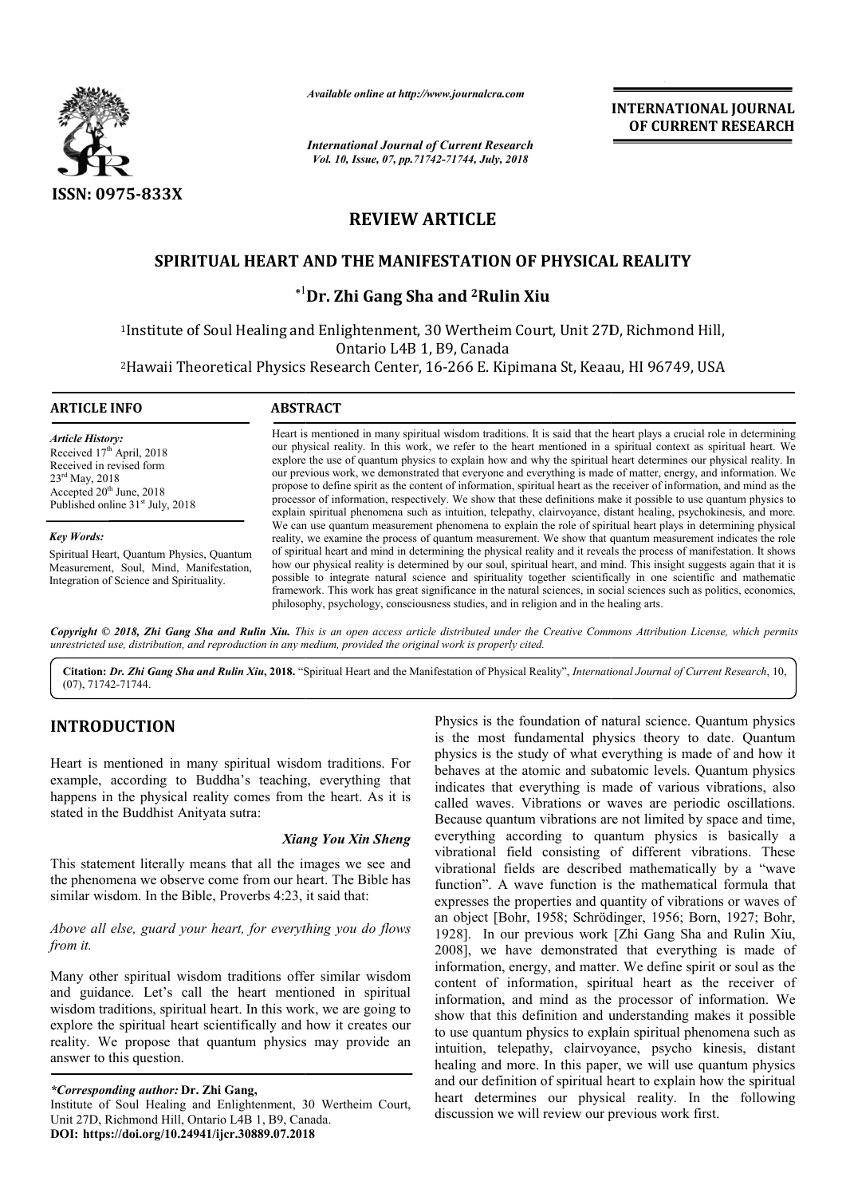*Available online at http://www.journalcra.com*

*International Journal of Current Research*
*Vol. 10, Issue, 07, pp.71742-71744, July, 2018*

**INTERNATIONAL JOURNAL OF CURRENT RESEARCH**

**ISSN: 0975-833X**

# REVIEW ARTICLE

## SPIRITUAL HEART AND THE MANIFESTATION OF PHYSICAL REALITY

**[*1]Dr. Zhi Gang Sha and [2]Rulin Xiu**

[1]Institute of Soul Healing and Enlightenment, 30 Wertheim Court, Unit 27D, Richmond Hill, Ontario L4B 1, B9, Canada

[2]Hawaii Theoretical Physics Research Center, 16-266 E. Kipimana St, Keaau, HI 96749, USA

### ARTICLE INFO

*Article History:*
Received 17th April, 2018
Received in revised form 23rd May, 2018
Accepted 20th June, 2018
Published online 31st July, 2018

*Key Words:*
Spiritual Heart, Quantum Physics, Quantum Measurement, Soul, Mind, Manifestation, Integration of Science and Spirituality.

### ABSTRACT

Heart is mentioned in many spiritual wisdom traditions. It is said that the heart plays a crucial role in determining our physical reality. In this work, we refer to the heart mentioned in a spiritual context as spiritual heart. We explore the use of quantum physics to explain how and why the spiritual heart determines our physical reality. In our previous work, we demonstrated that everyone and everything is made of matter, energy, and information. We propose to define spirit as the content of information, spiritual heart as the receiver of information, and mind as the processor of information, respectively. We show that these definitions make it possible to use quantum physics to explain spiritual phenomena such as intuition, telepathy, clairvoyance, distant healing, psychokinesis, and more. We can use quantum measurement phenomena to explain the role of spiritual heart plays in determining physical reality, we examine the process of quantum measurement. We show that quantum measurement indicates the role of spiritual heart and mind in determining the physical reality and it reveals the process of manifestation. It shows how our physical reality is determined by our soul, spiritual heart, and mind. This insight suggests again that it is possible to integrate natural science and spirituality together scientifically in one scientific and mathematic framework. This work has great significance in the natural sciences, in social sciences such as politics, economics, philosophy, psychology, consciousness studies, and in religion and in the healing arts.

*Copyright © 2018, Zhi Gang Sha and Rulin Xiu. This is an open access article distributed under the Creative Commons Attribution License, which permits unrestricted use, distribution, and reproduction in any medium, provided the original work is properly cited.*

**Citation:** *Dr. Zhi Gang Sha and Rulin Xiu*, **2018.** "Spiritual Heart and the Manifestation of Physical Reality", *International Journal of Current Research*, 10, (07), 71742-71744.

## INTRODUCTION

Heart is mentioned in many spiritual wisdom traditions. For example, according to Buddha's teaching, everything that happens in the physical reality comes from the heart. As it is stated in the Buddhist Anityata sutra:

***Xiang You Xin Sheng***

This statement literally means that all the images we see and the phenomena we observe come from our heart. The Bible has similar wisdom. In the Bible, Proverbs 4:23, it said that:

*Above all else, guard your heart, for everything you do flows from it.*

Many other spiritual wisdom traditions offer similar wisdom and guidance. Let's call the heart mentioned in spiritual wisdom traditions, spiritual heart. In this work, we are going to explore the spiritual heart scientifically and how it creates our reality. We propose that quantum physics may provide an answer to this question.

Physics is the foundation of natural science. Quantum physics is the most fundamental physics theory to date. Quantum physics is the study of what everything is made of and how it behaves at the atomic and subatomic levels. Quantum physics indicates that everything is made of various vibrations, also called waves. Vibrations or waves are periodic oscillations. Because quantum vibrations are not limited by space and time, everything according to quantum physics is basically a vibrational field consisting of different vibrations. These vibrational fields are described mathematically by a "wave function". A wave function is the mathematical formula that expresses the properties and quantity of vibrations or waves of an object [Bohr, 1958; Schrödinger, 1956; Born, 1927; Bohr, 1928]. In our previous work [Zhi Gang Sha and Rulin Xiu, 2008], we have demonstrated that everything is made of information, energy, and matter. We define spirit or soul as the content of information, spiritual heart as the receiver of information, and mind as the processor of information. We show that this definition and understanding makes it possible to use quantum physics to explain spiritual phenomena such as intuition, telepathy, clairvoyance, psycho kinesis, distant healing and more. In this paper, we will use quantum physics and our definition of spiritual heart to explain how the spiritual heart determines our physical reality. In the following discussion we will review our previous work first.

*\*Corresponding author:* **Dr. Zhi Gang,**
Institute of Soul Healing and Enlightenment, 30 Wertheim Court, Unit 27D, Richmond Hill, Ontario L4B 1, B9, Canada.
**DOI: https://doi.org/10.24941/ijcr.30889.07.2018**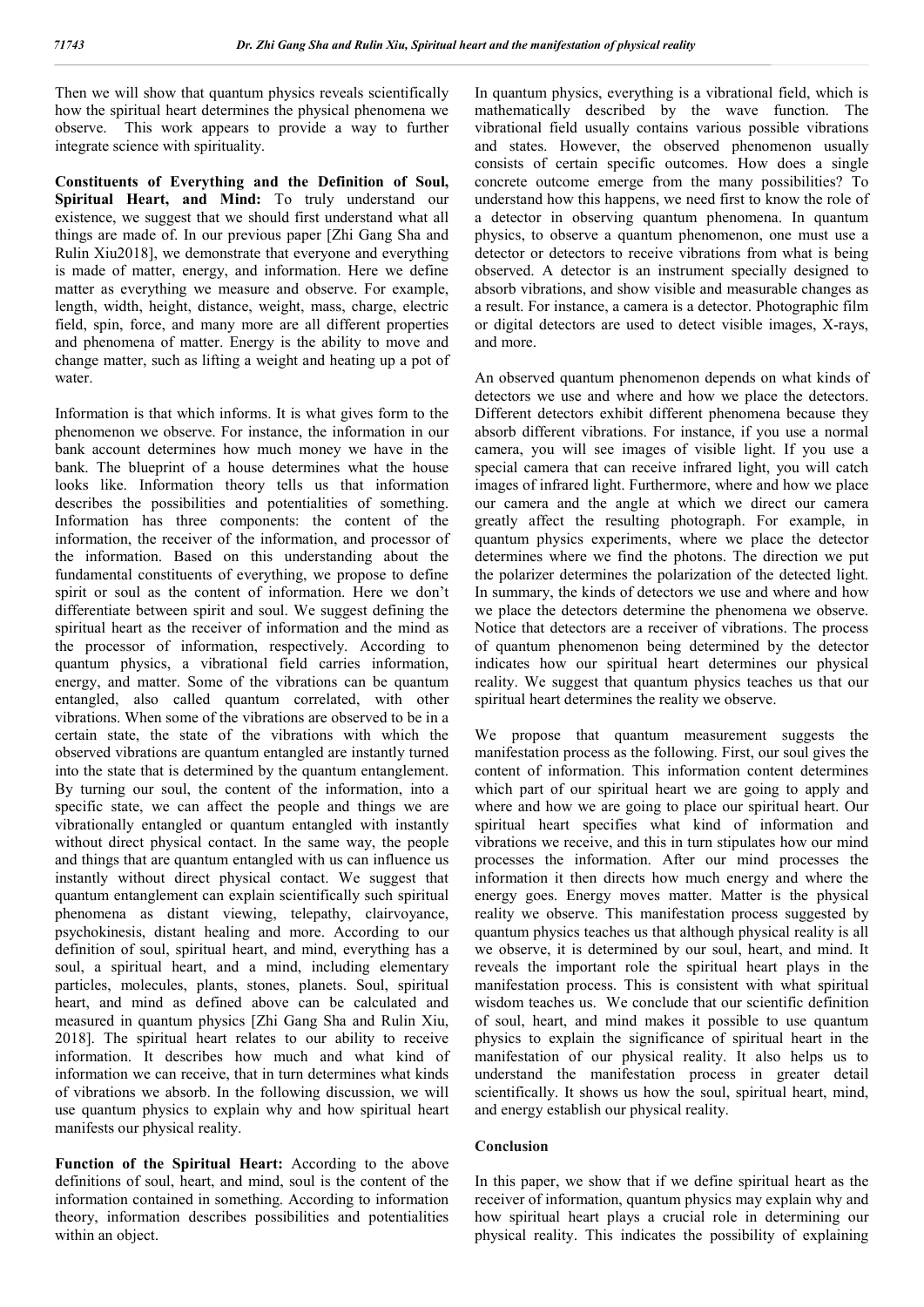Then we will show that quantum physics reveals scientifically how the spiritual heart determines the physical phenomena we observe. This work appears to provide a way to further integrate science with spirituality.

**Constituents of Everything and the Definition of Soul, Spiritual Heart, and Mind:** To truly understand our existence, we suggest that we should first understand what all things are made of. In our previous paper [Zhi Gang Sha and Rulin Xiu2018], we demonstrate that everyone and everything is made of matter, energy, and information. Here we define matter as everything we measure and observe. For example, length, width, height, distance, weight, mass, charge, electric field, spin, force, and many more are all different properties and phenomena of matter. Energy is the ability to move and change matter, such as lifting a weight and heating up a pot of water.

Information is that which informs. It is what gives form to the phenomenon we observe. For instance, the information in our bank account determines how much money we have in the bank. The blueprint of a house determines what the house looks like. Information theory tells us that information describes the possibilities and potentialities of something. Information has three components: the content of the information, the receiver of the information, and processor of the information. Based on this understanding about the fundamental constituents of everything, we propose to define spirit or soul as the content of information. Here we don't differentiate between spirit and soul. We suggest defining the spiritual heart as the receiver of information and the mind as the processor of information, respectively. According to quantum physics, a vibrational field carries information, energy, and matter. Some of the vibrations can be quantum entangled, also called quantum correlated, with other vibrations. When some of the vibrations are observed to be in a certain state, the state of the vibrations with which the observed vibrations are quantum entangled are instantly turned into the state that is determined by the quantum entanglement. By turning our soul, the content of the information, into a specific state, we can affect the people and things we are vibrationally entangled or quantum entangled with instantly without direct physical contact. In the same way, the people and things that are quantum entangled with us can influence us instantly without direct physical contact. We suggest that quantum entanglement can explain scientifically such spiritual phenomena as distant viewing, telepathy, clairvoyance, psychokinesis, distant healing and more. According to our definition of soul, spiritual heart, and mind, everything has a soul, a spiritual heart, and a mind, including elementary particles, molecules, plants, stones, planets. Soul, spiritual heart, and mind as defined above can be calculated and measured in quantum physics [Zhi Gang Sha and Rulin Xiu, 2018]. The spiritual heart relates to our ability to receive information. It describes how much and what kind of information we can receive, that in turn determines what kinds of vibrations we absorb. In the following discussion, we will use quantum physics to explain why and how spiritual heart manifests our physical reality.

**Function of the Spiritual Heart:** According to the above definitions of soul, heart, and mind, soul is the content of the information contained in something. According to information theory, information describes possibilities and potentialities within an object.

In quantum physics, everything is a vibrational field, which is mathematically described by the wave function. The vibrational field usually contains various possible vibrations and states. However, the observed phenomenon usually consists of certain specific outcomes. How does a single concrete outcome emerge from the many possibilities? To understand how this happens, we need first to know the role of a detector in observing quantum phenomena. In quantum physics, to observe a quantum phenomenon, one must use a detector or detectors to receive vibrations from what is being observed. A detector is an instrument specially designed to absorb vibrations, and show visible and measurable changes as a result. For instance, a camera is a detector. Photographic film or digital detectors are used to detect visible images, X-rays, and more.

An observed quantum phenomenon depends on what kinds of detectors we use and where and how we place the detectors. Different detectors exhibit different phenomena because they absorb different vibrations. For instance, if you use a normal camera, you will see images of visible light. If you use a special camera that can receive infrared light, you will catch images of infrared light. Furthermore, where and how we place our camera and the angle at which we direct our camera greatly affect the resulting photograph. For example, in quantum physics experiments, where we place the detector determines where we find the photons. The direction we put the polarizer determines the polarization of the detected light. In summary, the kinds of detectors we use and where and how we place the detectors determine the phenomena we observe. Notice that detectors are a receiver of vibrations. The process of quantum phenomenon being determined by the detector indicates how our spiritual heart determines our physical reality. We suggest that quantum physics teaches us that our spiritual heart determines the reality we observe.

We propose that quantum measurement suggests the manifestation process as the following. First, our soul gives the content of information. This information content determines which part of our spiritual heart we are going to apply and where and how we are going to place our spiritual heart. Our spiritual heart specifies what kind of information and vibrations we receive, and this in turn stipulates how our mind processes the information. After our mind processes the information it then directs how much energy and where the energy goes. Energy moves matter. Matter is the physical reality we observe. This manifestation process suggested by quantum physics teaches us that although physical reality is all we observe, it is determined by our soul, heart, and mind. It reveals the important role the spiritual heart plays in the manifestation process. This is consistent with what spiritual wisdom teaches us. We conclude that our scientific definition of soul, heart, and mind makes it possible to use quantum physics to explain the significance of spiritual heart in the manifestation of our physical reality. It also helps us to understand the manifestation process in greater detail scientifically. It shows us how the soul, spiritual heart, mind, and energy establish our physical reality.

## Conclusion

In this paper, we show that if we define spiritual heart as the receiver of information, quantum physics may explain why and how spiritual heart plays a crucial role in determining our physical reality. This indicates the possibility of explaining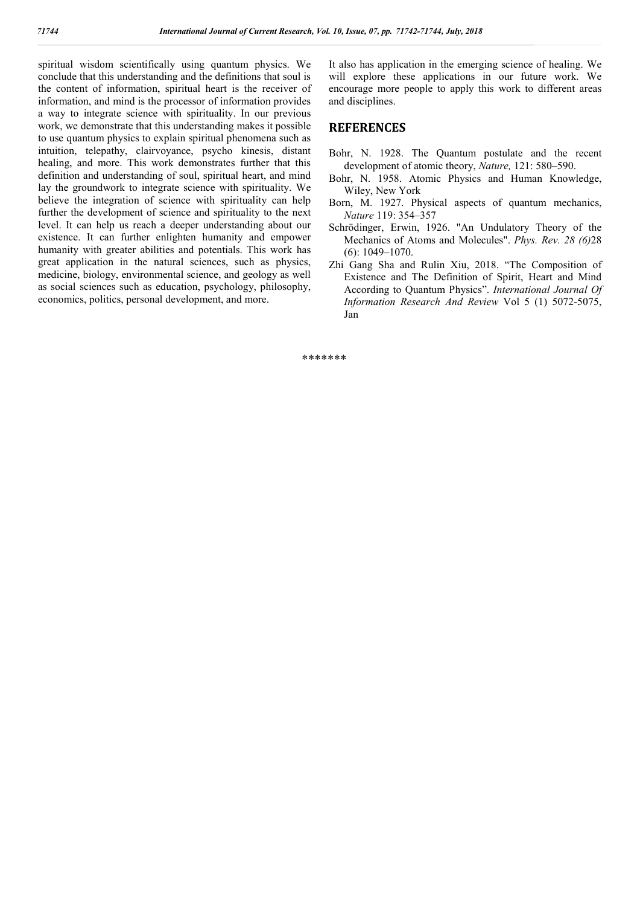spiritual wisdom scientifically using quantum physics. We conclude that this understanding and the definitions that soul is the content of information, spiritual heart is the receiver of information, and mind is the processor of information provides a way to integrate science with spirituality. In our previous work, we demonstrate that this understanding makes it possible to use quantum physics to explain spiritual phenomena such as intuition, telepathy, clairvoyance, psycho kinesis, distant healing, and more. This work demonstrates further that this definition and understanding of soul, spiritual heart, and mind lay the groundwork to integrate science with spirituality. We believe the integration of science with spirituality can help further the development of science and spirituality to the next level. It can help us reach a deeper understanding about our existence. It can further enlighten humanity and empower humanity with greater abilities and potentials. This work has great application in the natural sciences, such as physics, medicine, biology, environmental science, and geology as well as social sciences such as education, psychology, philosophy, economics, politics, personal development, and more. It also has application in the emerging science of healing. We will explore these applications in our future work. We encourage more people to apply this work to different areas and disciplines.

## REFERENCES

- Bohr, N. 1928. The Quantum postulate and the recent development of atomic theory, *Nature,* 121: 580–590.
- Bohr, N. 1958. Atomic Physics and Human Knowledge, Wiley, New York
- Born, M. 1927. Physical aspects of quantum mechanics, *Nature* 119: 354–357
- Schrödinger, Erwin, 1926. "An Undulatory Theory of the Mechanics of Atoms and Molecules". *Phys. Rev. 28 (6)*28 (6): 1049–1070.
- Zhi Gang Sha and Rulin Xiu, 2018. "The Composition of Existence and The Definition of Spirit, Heart and Mind According to Quantum Physics". *International Journal Of Information Research And Review* Vol 5 (1) 5072-5075, Jan

*******